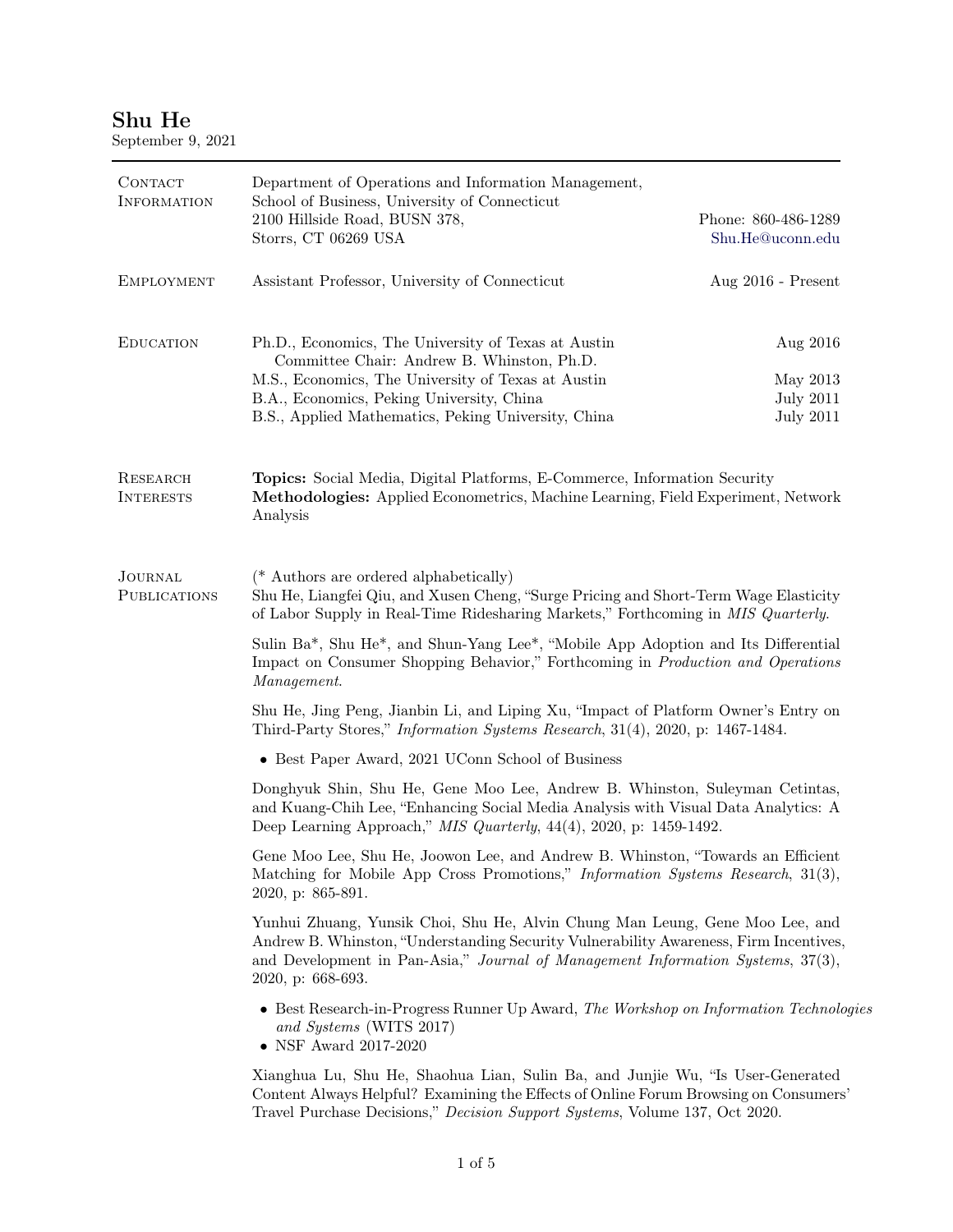# Shu He

September 9, 2021

## Contact Information

Department of Operations and Information Management,
School of Business, University of Connecticut
2100 Hillside Road, BUSN 378,
Storrs, CT 06269 USA

Phone: 860-486-1289
Shu.He@uconn.edu

## Employment

Assistant Professor, University of Connecticut — Aug 2016 - Present

## Education

Ph.D., Economics, The University of Texas at Austin — Aug 2016
Committee Chair: Andrew B. Whinston, Ph.D.

M.S., Economics, The University of Texas at Austin — May 2013

B.A., Economics, Peking University, China — July 2011

B.S., Applied Mathematics, Peking University, China — July 2011

## Research Interests

**Topics:** Social Media, Digital Platforms, E-Commerce, Information Security
**Methodologies:** Applied Econometrics, Machine Learning, Field Experiment, Network Analysis

## Journal Publications

(* Authors are ordered alphabetically)

Shu He, Liangfei Qiu, and Xusen Cheng, "Surge Pricing and Short-Term Wage Elasticity of Labor Supply in Real-Time Ridesharing Markets," Forthcoming in *MIS Quarterly*.

Sulin Ba*, Shu He*, and Shun-Yang Lee*, "Mobile App Adoption and Its Differential Impact on Consumer Shopping Behavior," Forthcoming in *Production and Operations Management*.

Shu He, Jing Peng, Jianbin Li, and Liping Xu, "Impact of Platform Owner's Entry on Third-Party Stores," *Information Systems Research*, 31(4), 2020, p: 1467-1484.

- Best Paper Award, 2021 UConn School of Business

Donghyuk Shin, Shu He, Gene Moo Lee, Andrew B. Whinston, Suleyman Cetintas, and Kuang-Chih Lee, "Enhancing Social Media Analysis with Visual Data Analytics: A Deep Learning Approach," *MIS Quarterly*, 44(4), 2020, p: 1459-1492.

Gene Moo Lee, Shu He, Joowon Lee, and Andrew B. Whinston, "Towards an Efficient Matching for Mobile App Cross Promotions," *Information Systems Research*, 31(3), 2020, p: 865-891.

Yunhui Zhuang, Yunsik Choi, Shu He, Alvin Chung Man Leung, Gene Moo Lee, and Andrew B. Whinston, "Understanding Security Vulnerability Awareness, Firm Incentives, and Development in Pan-Asia," *Journal of Management Information Systems*, 37(3), 2020, p: 668-693.

- Best Research-in-Progress Runner Up Award, *The Workshop on Information Technologies and Systems* (WITS 2017)
- NSF Award 2017-2020

Xianghua Lu, Shu He, Shaohua Lian, Sulin Ba, and Junjie Wu, "Is User-Generated Content Always Helpful? Examining the Effects of Online Forum Browsing on Consumers' Travel Purchase Decisions," *Decision Support Systems*, Volume 137, Oct 2020.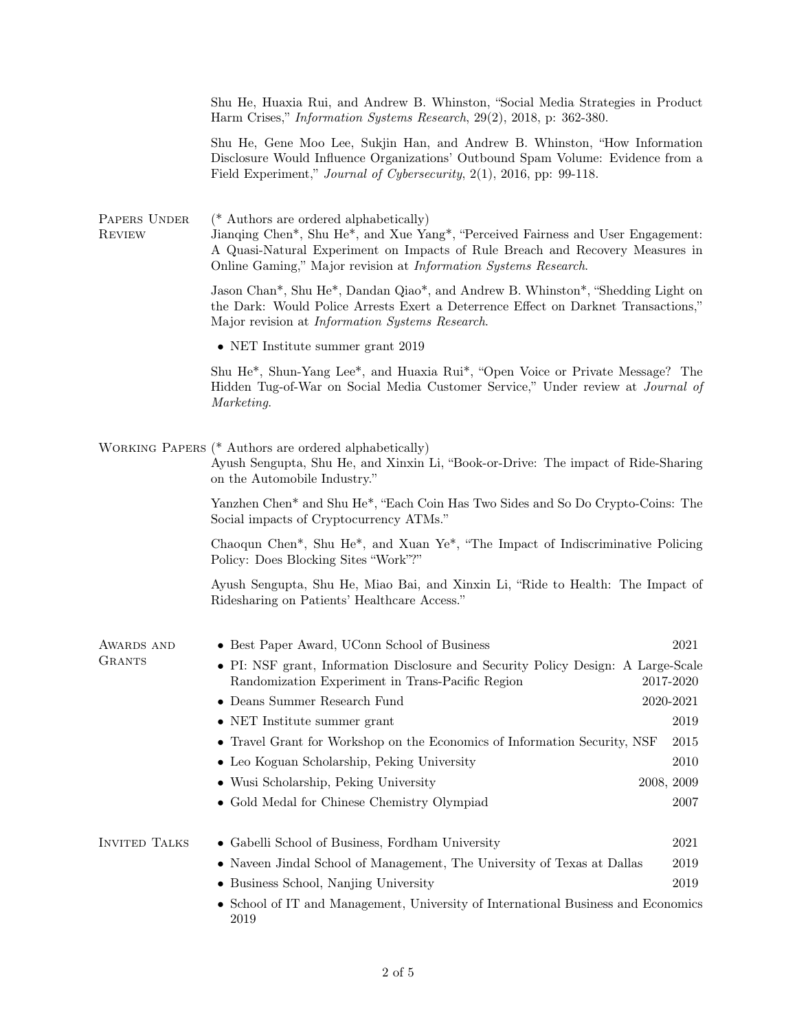Shu He, Huaxia Rui, and Andrew B. Whinston, "Social Media Strategies in Product Harm Crises," *Information Systems Research*, 29(2), 2018, p: 362-380.

Shu He, Gene Moo Lee, Sukjin Han, and Andrew B. Whinston, "How Information Disclosure Would Influence Organizations' Outbound Spam Volume: Evidence from a Field Experiment," *Journal of Cybersecurity*, 2(1), 2016, pp: 99-118.

## Papers Under Review

(* Authors are ordered alphabetically)

Jianqing Chen*, Shu He*, and Xue Yang*, "Perceived Fairness and User Engagement: A Quasi-Natural Experiment on Impacts of Rule Breach and Recovery Measures in Online Gaming," Major revision at *Information Systems Research*.

Jason Chan*, Shu He*, Dandan Qiao*, and Andrew B. Whinston*, "Shedding Light on the Dark: Would Police Arrests Exert a Deterrence Effect on Darknet Transactions," Major revision at *Information Systems Research*.

- NET Institute summer grant 2019

Shu He*, Shun-Yang Lee*, and Huaxia Rui*, "Open Voice or Private Message? The Hidden Tug-of-War on Social Media Customer Service," Under review at *Journal of Marketing*.

## Working Papers

(* Authors are ordered alphabetically)

Ayush Sengupta, Shu He, and Xinxin Li, "Book-or-Drive: The impact of Ride-Sharing on the Automobile Industry."

Yanzhen Chen* and Shu He*, "Each Coin Has Two Sides and So Do Crypto-Coins: The Social impacts of Cryptocurrency ATMs."

Chaoqun Chen*, Shu He*, and Xuan Ye*, "The Impact of Indiscriminative Policing Policy: Does Blocking Sites "Work"?"

Ayush Sengupta, Shu He, Miao Bai, and Xinxin Li, "Ride to Health: The Impact of Ridesharing on Patients' Healthcare Access."

## Awards and Grants

- Best Paper Award, UConn School of Business — 2021
- PI: NSF grant, Information Disclosure and Security Policy Design: A Large-Scale Randomization Experiment in Trans-Pacific Region — 2017-2020
- Deans Summer Research Fund — 2020-2021
- NET Institute summer grant — 2019
- Travel Grant for Workshop on the Economics of Information Security, NSF — 2015
- Leo Koguan Scholarship, Peking University — 2010
- Wusi Scholarship, Peking University — 2008, 2009
- Gold Medal for Chinese Chemistry Olympiad — 2007

## Invited Talks

- Gabelli School of Business, Fordham University — 2021
- Naveen Jindal School of Management, The University of Texas at Dallas — 2019
- Business School, Nanjing University — 2019
- School of IT and Management, University of International Business and Economics — 2019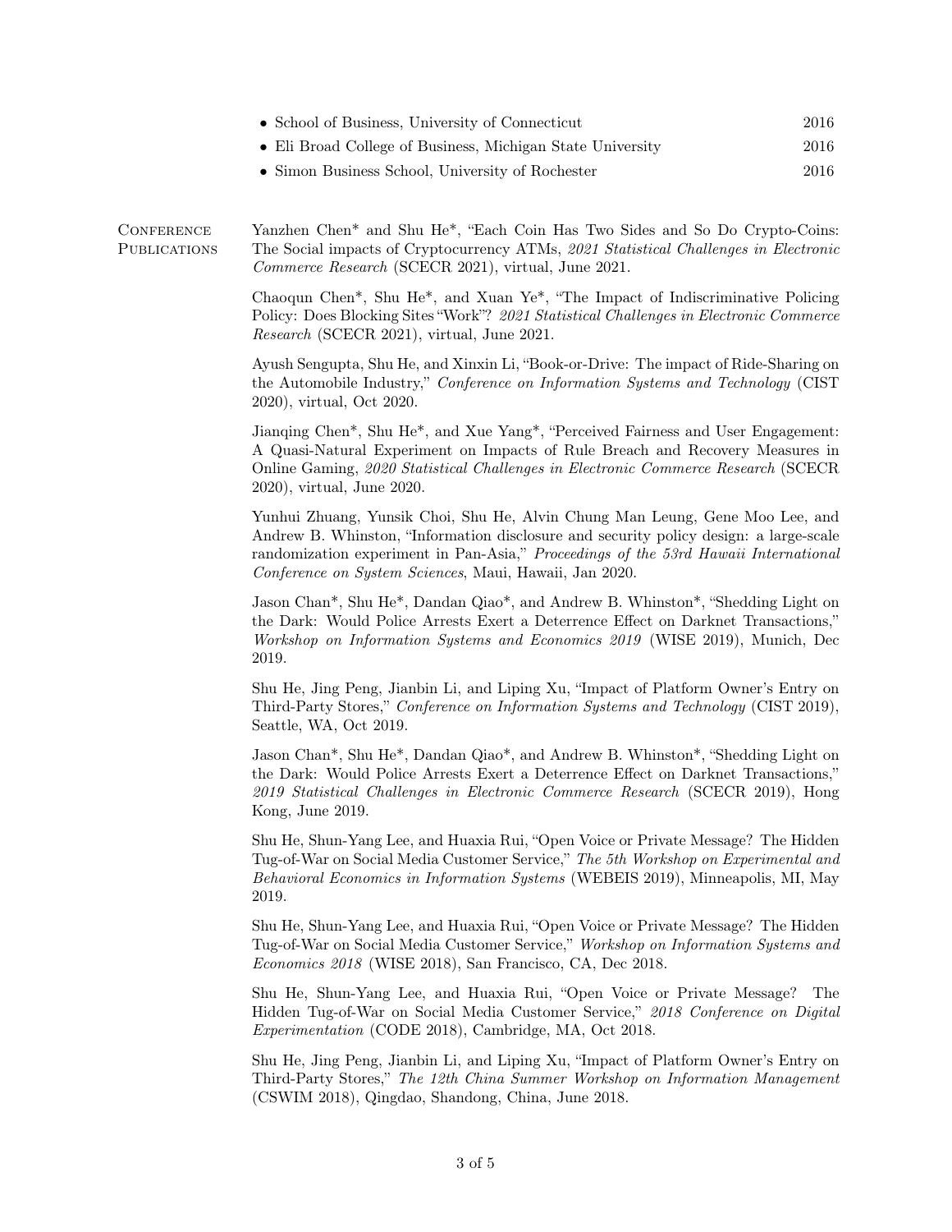- School of Business, University of Connecticut 2016
- Eli Broad College of Business, Michigan State University 2016
- Simon Business School, University of Rochester 2016

## Conference Publications

Yanzhen Chen* and Shu He*, "Each Coin Has Two Sides and So Do Crypto-Coins: The Social impacts of Cryptocurrency ATMs, *2021 Statistical Challenges in Electronic Commerce Research* (SCECR 2021), virtual, June 2021.

Chaoqun Chen*, Shu He*, and Xuan Ye*, "The Impact of Indiscriminative Policing Policy: Does Blocking Sites "Work"? *2021 Statistical Challenges in Electronic Commerce Research* (SCECR 2021), virtual, June 2021.

Ayush Sengupta, Shu He, and Xinxin Li, "Book-or-Drive: The impact of Ride-Sharing on the Automobile Industry," *Conference on Information Systems and Technology* (CIST 2020), virtual, Oct 2020.

Jianqing Chen*, Shu He*, and Xue Yang*, "Perceived Fairness and User Engagement: A Quasi-Natural Experiment on Impacts of Rule Breach and Recovery Measures in Online Gaming, *2020 Statistical Challenges in Electronic Commerce Research* (SCECR 2020), virtual, June 2020.

Yunhui Zhuang, Yunsik Choi, Shu He, Alvin Chung Man Leung, Gene Moo Lee, and Andrew B. Whinston, "Information disclosure and security policy design: a large-scale randomization experiment in Pan-Asia," *Proceedings of the 53rd Hawaii International Conference on System Sciences*, Maui, Hawaii, Jan 2020.

Jason Chan*, Shu He*, Dandan Qiao*, and Andrew B. Whinston*, "Shedding Light on the Dark: Would Police Arrests Exert a Deterrence Effect on Darknet Transactions," *Workshop on Information Systems and Economics 2019* (WISE 2019), Munich, Dec 2019.

Shu He, Jing Peng, Jianbin Li, and Liping Xu, "Impact of Platform Owner's Entry on Third-Party Stores," *Conference on Information Systems and Technology* (CIST 2019), Seattle, WA, Oct 2019.

Jason Chan*, Shu He*, Dandan Qiao*, and Andrew B. Whinston*, "Shedding Light on the Dark: Would Police Arrests Exert a Deterrence Effect on Darknet Transactions," *2019 Statistical Challenges in Electronic Commerce Research* (SCECR 2019), Hong Kong, June 2019.

Shu He, Shun-Yang Lee, and Huaxia Rui, "Open Voice or Private Message? The Hidden Tug-of-War on Social Media Customer Service," *The 5th Workshop on Experimental and Behavioral Economics in Information Systems* (WEBEIS 2019), Minneapolis, MI, May 2019.

Shu He, Shun-Yang Lee, and Huaxia Rui, "Open Voice or Private Message? The Hidden Tug-of-War on Social Media Customer Service," *Workshop on Information Systems and Economics 2018* (WISE 2018), San Francisco, CA, Dec 2018.

Shu He, Shun-Yang Lee, and Huaxia Rui, "Open Voice or Private Message? The Hidden Tug-of-War on Social Media Customer Service," *2018 Conference on Digital Experimentation* (CODE 2018), Cambridge, MA, Oct 2018.

Shu He, Jing Peng, Jianbin Li, and Liping Xu, "Impact of Platform Owner's Entry on Third-Party Stores," *The 12th China Summer Workshop on Information Management* (CSWIM 2018), Qingdao, Shandong, China, June 2018.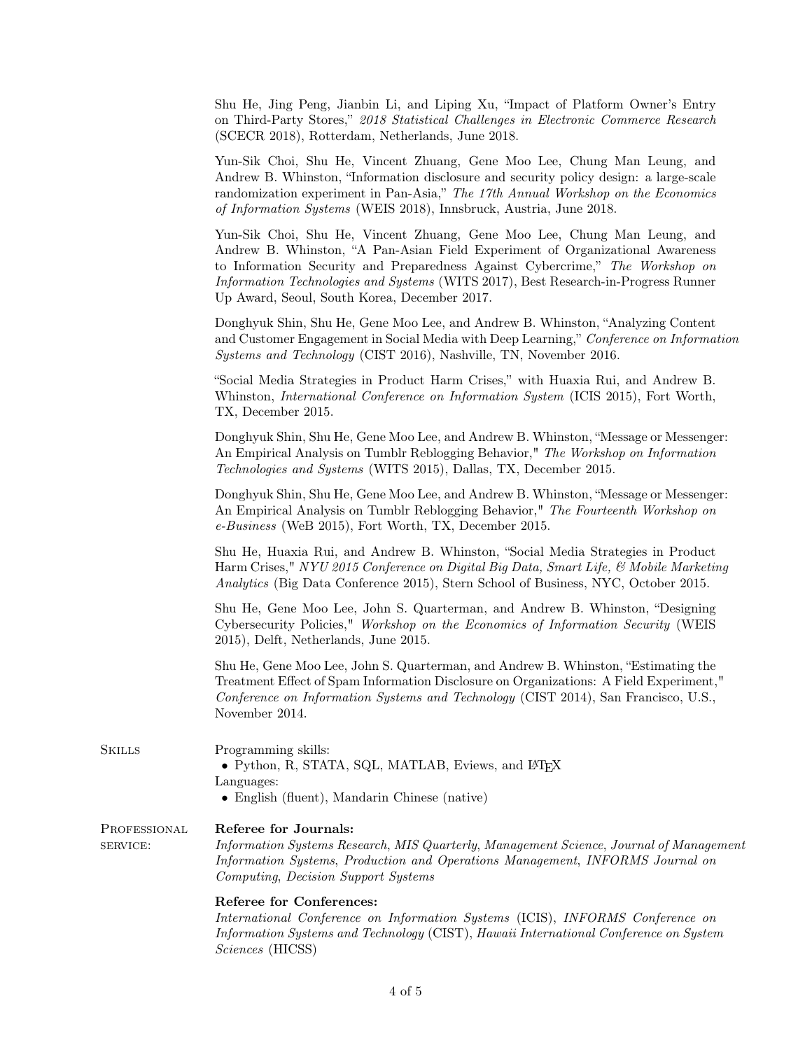Shu He, Jing Peng, Jianbin Li, and Liping Xu, "Impact of Platform Owner's Entry on Third-Party Stores," *2018 Statistical Challenges in Electronic Commerce Research* (SCECR 2018), Rotterdam, Netherlands, June 2018.

Yun-Sik Choi, Shu He, Vincent Zhuang, Gene Moo Lee, Chung Man Leung, and Andrew B. Whinston, "Information disclosure and security policy design: a large-scale randomization experiment in Pan-Asia," *The 17th Annual Workshop on the Economics of Information Systems* (WEIS 2018), Innsbruck, Austria, June 2018.

Yun-Sik Choi, Shu He, Vincent Zhuang, Gene Moo Lee, Chung Man Leung, and Andrew B. Whinston, "A Pan-Asian Field Experiment of Organizational Awareness to Information Security and Preparedness Against Cybercrime," *The Workshop on Information Technologies and Systems* (WITS 2017), Best Research-in-Progress Runner Up Award, Seoul, South Korea, December 2017.

Donghyuk Shin, Shu He, Gene Moo Lee, and Andrew B. Whinston, "Analyzing Content and Customer Engagement in Social Media with Deep Learning," *Conference on Information Systems and Technology* (CIST 2016), Nashville, TN, November 2016.

"Social Media Strategies in Product Harm Crises," with Huaxia Rui, and Andrew B. Whinston, *International Conference on Information System* (ICIS 2015), Fort Worth, TX, December 2015.

Donghyuk Shin, Shu He, Gene Moo Lee, and Andrew B. Whinston, "Message or Messenger: An Empirical Analysis on Tumblr Reblogging Behavior," *The Workshop on Information Technologies and Systems* (WITS 2015), Dallas, TX, December 2015.

Donghyuk Shin, Shu He, Gene Moo Lee, and Andrew B. Whinston, "Message or Messenger: An Empirical Analysis on Tumblr Reblogging Behavior," *The Fourteenth Workshop on e-Business* (WeB 2015), Fort Worth, TX, December 2015.

Shu He, Huaxia Rui, and Andrew B. Whinston, "Social Media Strategies in Product Harm Crises," *NYU 2015 Conference on Digital Big Data, Smart Life, & Mobile Marketing Analytics* (Big Data Conference 2015), Stern School of Business, NYC, October 2015.

Shu He, Gene Moo Lee, John S. Quarterman, and Andrew B. Whinston, "Designing Cybersecurity Policies," *Workshop on the Economics of Information Security* (WEIS 2015), Delft, Netherlands, June 2015.

Shu He, Gene Moo Lee, John S. Quarterman, and Andrew B. Whinston, "Estimating the Treatment Effect of Spam Information Disclosure on Organizations: A Field Experiment," *Conference on Information Systems and Technology* (CIST 2014), San Francisco, U.S., November 2014.

## Skills

Programming skills:
- Python, R, STATA, SQL, MATLAB, Eviews, and LaTeX

Languages:
- English (fluent), Mandarin Chinese (native)

## Professional service:

**Referee for Journals:**
*Information Systems Research*, *MIS Quarterly*, *Management Science*, *Journal of Management Information Systems*, *Production and Operations Management*, *INFORMS Journal on Computing*, *Decision Support Systems*

**Referee for Conferences:**
*International Conference on Information Systems* (ICIS), *INFORMS Conference on Information Systems and Technology* (CIST), *Hawaii International Conference on System Sciences* (HICSS)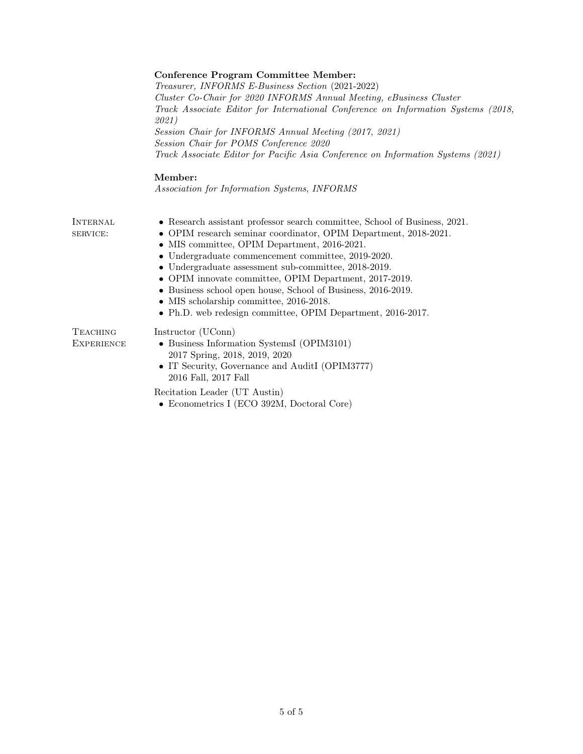**Conference Program Committee Member:**

*Treasurer, INFORMS E-Business Section* (2021-2022)
*Cluster Co-Chair for 2020 INFORMS Annual Meeting, eBusiness Cluster*
*Track Associate Editor for International Conference on Information Systems (2018, 2021)*
*Session Chair for INFORMS Annual Meeting (2017, 2021)*
*Session Chair for POMS Conference 2020*
*Track Associate Editor for Pacific Asia Conference on Information Systems (2021)*

**Member:**

*Association for Information Systems, INFORMS*

## Internal service:

- Research assistant professor search committee, School of Business, 2021.
- OPIM research seminar coordinator, OPIM Department, 2018-2021.
- MIS committee, OPIM Department, 2016-2021.
- Undergraduate commencement committee, 2019-2020.
- Undergraduate assessment sub-committee, 2018-2019.
- OPIM innovate committee, OPIM Department, 2017-2019.
- Business school open house, School of Business, 2016-2019.
- MIS scholarship committee, 2016-2018.
- Ph.D. web redesign committee, OPIM Department, 2016-2017.

## Teaching Experience

Instructor (UConn)

- Business Information SystemsI (OPIM3101)
  2017 Spring, 2018, 2019, 2020
- IT Security, Governance and AuditI (OPIM3777)
  2016 Fall, 2017 Fall

Recitation Leader (UT Austin)

- Econometrics I (ECO 392M, Doctoral Core)